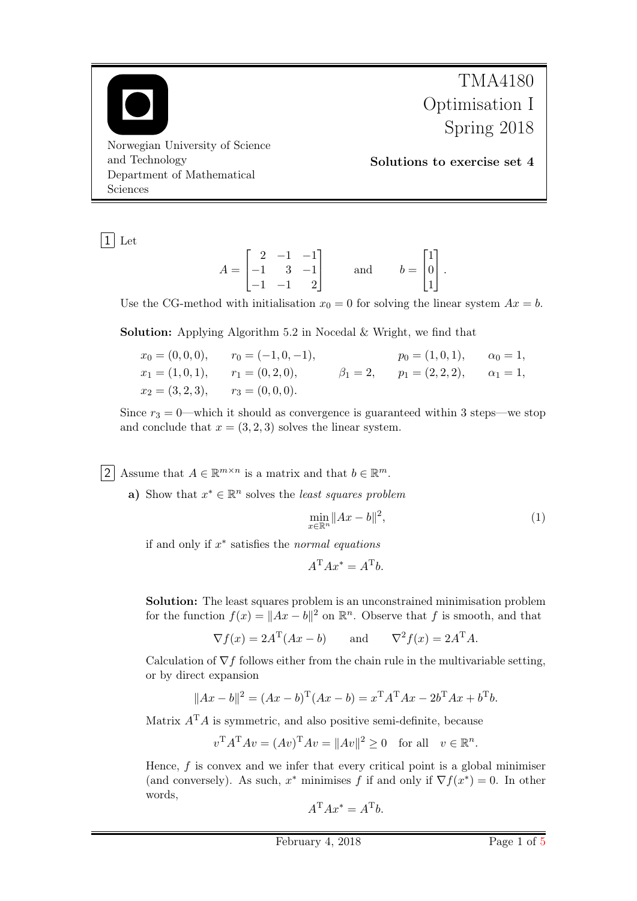TMA4180 Optimisation I Spring 2018

Norwegian University of Science and Technology
Department of Mathematical Sciences

**Solutions to exercise set 4**

**1** Let

$$A = \begin{bmatrix} 2 & -1 & -1 \\ -1 & 3 & -1 \\ -1 & -1 & 2 \end{bmatrix} \qquad \text{and} \qquad b = \begin{bmatrix} 1 \\ 0 \\ 1 \end{bmatrix}.$$

Use the CG-method with initialisation $x_0 = 0$ for solving the linear system $Ax = b$.

**Solution:** Applying Algorithm 5.2 in Nocedal & Wright, we find that

$$\begin{aligned}
&x_0 = (0,0,0), \quad && r_0 = (-1,0,-1), \quad && && p_0 = (1,0,1), \quad && \alpha_0 = 1, \\
&x_1 = (1,0,1), \quad && r_1 = (0,2,0), \quad && \beta_1 = 2, \quad && p_1 = (2,2,2), \quad && \alpha_1 = 1, \\
&x_2 = (3,2,3), \quad && r_3 = (0,0,0). && && &&
\end{aligned}$$

Since $r_3 = 0$—which it should as convergence is guaranteed within 3 steps—we stop and conclude that $x = (3,2,3)$ solves the linear system.

**2** Assume that $A \in \mathbb{R}^{m \times n}$ is a matrix and that $b \in \mathbb{R}^m$.

**a)** Show that $x^* \in \mathbb{R}^n$ solves the *least squares problem*

$$\min_{x \in \mathbb{R}^n} \|Ax - b\|^2, \tag{1}$$

if and only if $x^*$ satisfies the *normal equations*

$$A^{\mathrm{T}} A x^* = A^{\mathrm{T}} b.$$

**Solution:** The least squares problem is an unconstrained minimisation problem for the function $f(x) = \|Ax - b\|^2$ on $\mathbb{R}^n$. Observe that $f$ is smooth, and that

$$\nabla f(x) = 2A^{\mathrm{T}}(Ax - b) \qquad \text{and} \qquad \nabla^2 f(x) = 2A^{\mathrm{T}} A.$$

Calculation of $\nabla f$ follows either from the chain rule in the multivariable setting, or by direct expansion

$$\|Ax - b\|^2 = (Ax - b)^{\mathrm{T}}(Ax - b) = x^{\mathrm{T}} A^{\mathrm{T}} A x - 2b^{\mathrm{T}} A x + b^{\mathrm{T}} b.$$

Matrix $A^{\mathrm{T}} A$ is symmetric, and also positive semi-definite, because

$$v^{\mathrm{T}} A^{\mathrm{T}} A v = (Av)^{\mathrm{T}} A v = \|Av\|^2 \geq 0 \quad \text{for all} \quad v \in \mathbb{R}^n.$$

Hence, $f$ is convex and we infer that every critical point is a global minimiser (and conversely). As such, $x^*$ minimises $f$ if and only if $\nabla f(x^*) = 0$. In other words,

$$A^{\mathrm{T}} A x^* = A^{\mathrm{T}} b.$$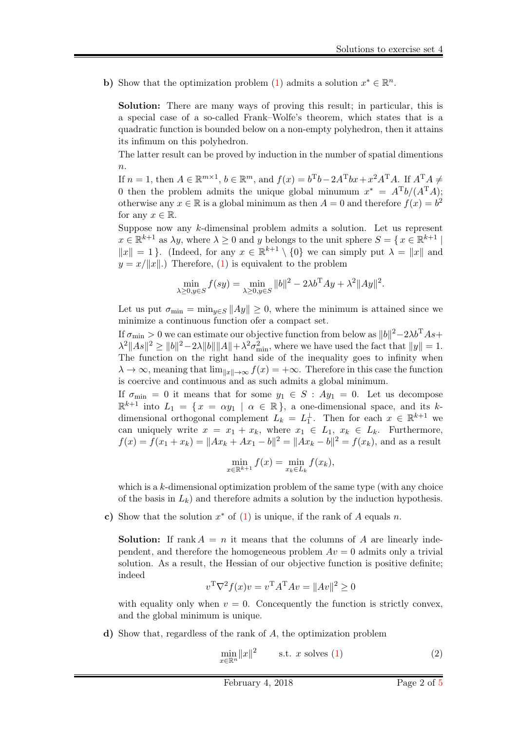**b)** Show that the optimization problem (1) admits a solution $x^* \in \mathbb{R}^n$.

**Solution:** There are many ways of proving this result; in particular, this is a special case of a so-called Frank–Wolfe's theorem, which states that is a quadratic function is bounded below on a non-empty polyhedron, then it attains its infimum on this polyhedron.

The latter result can be proved by induction in the number of spatial dimentions $n$.

If $n = 1$, then $A \in \mathbb{R}^{m\times 1}$, $b \in \mathbb{R}^m$, and $f(x) = b^{\mathrm{T}}b - 2A^{\mathrm{T}}bx + x^2A^{\mathrm{T}}A$. If $A^{\mathrm{T}}A \neq 0$ then the problem admits the unique global minumum $x^* = A^{\mathrm{T}}b/(A^{\mathrm{T}}A)$; otherwise any $x \in \mathbb{R}$ is a global minimum as then $A = 0$ and therefore $f(x) = b^2$ for any $x \in \mathbb{R}$.

Suppose now any $k$-dimensinal problem admits a solution. Let us represent $x \in \mathbb{R}^{k+1}$ as $\lambda y$, where $\lambda \geq 0$ and $y$ belongs to the unit sphere $S = \{\, x \in \mathbb{R}^{k+1} \mid \|x\| = 1 \,\}$. (Indeed, for any $x \in \mathbb{R}^{k+1} \setminus \{0\}$ we can simply put $\lambda = \|x\|$ and $y = x/\|x\|$.) Therefore, (1) is equivalent to the problem

$$\min_{\lambda\geq 0, y\in S} f(sy) = \min_{\lambda\geq 0, y\in S} \|b\|^2 - 2\lambda b^{\mathrm{T}}Ay + \lambda^2\|Ay\|^2.$$

Let us put $\sigma_{\min} = \min_{y\in S}\|Ay\| \geq 0$, where the minimum is attained since we minimize a continuous function ofer a compact set.

If $\sigma_{\min} > 0$ we can estimate our objective function from below as $\|b\|^2 - 2\lambda b^{\mathrm{T}}As + \lambda^2\|As\|^2 \geq \|b\|^2 - 2\lambda\|b\|\|A\| + \lambda^2\sigma_{\min}^2$, where we have used the fact that $\|y\| = 1$. The function on the right hand side of the inequality goes to infinity when $\lambda \to \infty$, meaning that $\lim_{\|x\|\to\infty} f(x) = +\infty$. Therefore in this case the function is coercive and continuous and as such admits a global minimum.

If $\sigma_{\min} = 0$ it means that for some $y_1 \in S : Ay_1 = 0$. Let us decompose $\mathbb{R}^{k+1}$ into $L_1 = \{\, x = \alpha y_1 \mid \alpha \in \mathbb{R} \,\}$, a one-dimensional space, and its $k$-dimensional orthogonal complement $L_k = L_1^{\perp}$. Then for each $x \in \mathbb{R}^{k+1}$ we can uniquely write $x = x_1 + x_k$, where $x_1 \in L_1$, $x_k \in L_k$. Furthermore, $f(x) = f(x_1 + x_k) = \|Ax_k + Ax_1 - b\|^2 = \|Ax_k - b\|^2 = f(x_k)$, and as a result

$$\min_{x\in\mathbb{R}^{k+1}} f(x) = \min_{x_k\in L_k} f(x_k),$$

which is a $k$-dimensional optimization problem of the same type (with any choice of the basis in $L_k$) and therefore admits a solution by the induction hypothesis.

**c)** Show that the solution $x^*$ of (1) is unique, if the rank of $A$ equals $n$.

**Solution:** If $\operatorname{rank} A = n$ it means that the columns of $A$ are linearly independent, and therefore the homogeneous problem $Av = 0$ admits only a trivial solution. As a result, the Hessian of our objective function is positive definite; indeed

$$v^{\mathrm{T}}\nabla^2 f(x)v = v^{\mathrm{T}}A^{\mathrm{T}}Av = \|Av\|^2 \geq 0$$

with equality only when $v = 0$. Concequently the function is strictly convex, and the global minimum is unique.

**d)** Show that, regardless of the rank of $A$, the optimization problem

$$\min_{x\in\mathbb{R}^n} \|x\|^2 \qquad \text{s.t. } x \text{ solves (1)} \tag{2}$$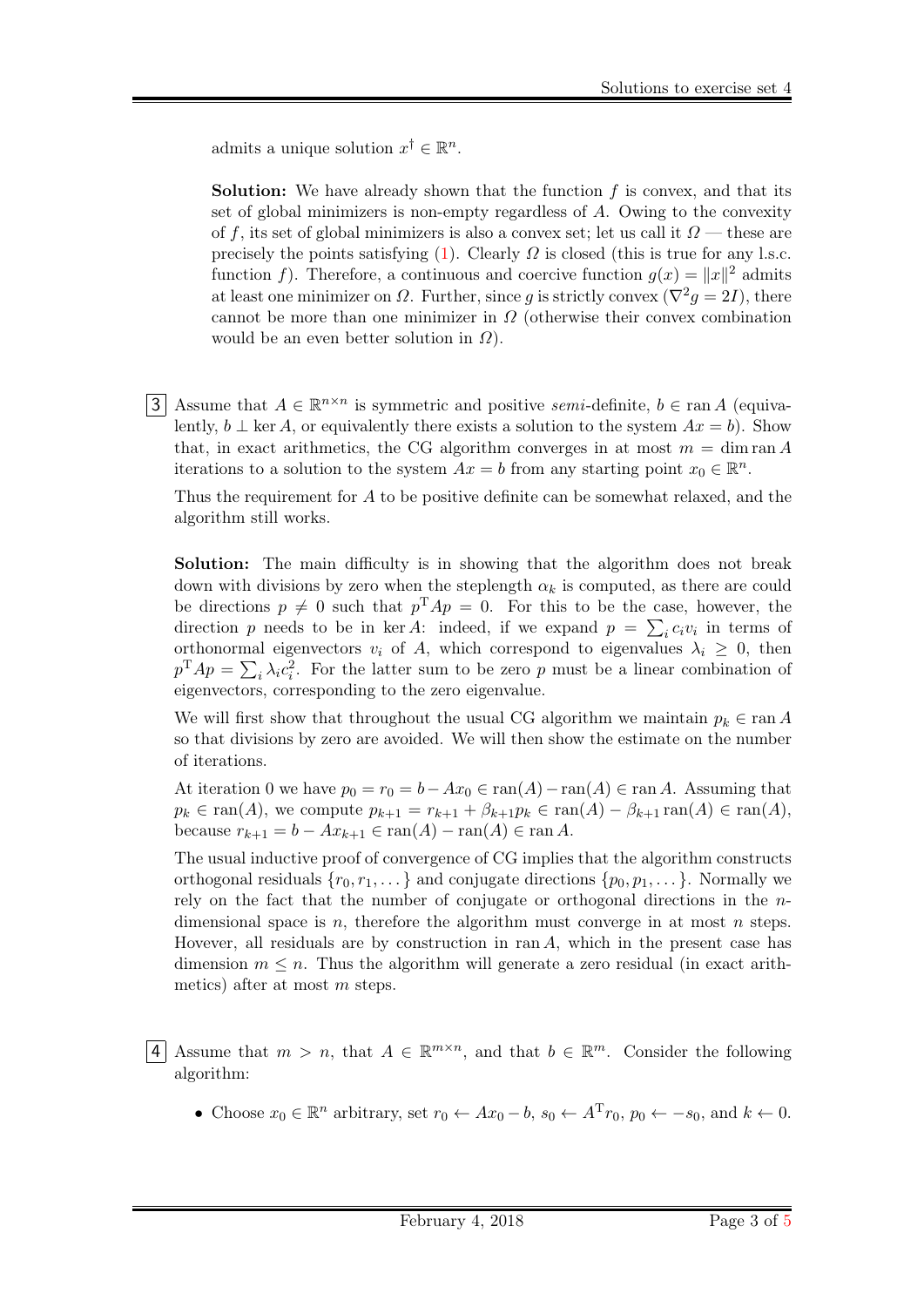admits a unique solution $x^\dagger \in \mathbb{R}^n$.

**Solution:** We have already shown that the function $f$ is convex, and that its set of global minimizers is non-empty regardless of $A$. Owing to the convexity of $f$, its set of global minimizers is also a convex set; let us call it $\Omega$ — these are precisely the points satisfying (1). Clearly $\Omega$ is closed (this is true for any l.s.c. function $f$). Therefore, a continuous and coercive function $g(x) = \|x\|^2$ admits at least one minimizer on $\Omega$. Further, since $g$ is strictly convex ($\nabla^2 g = 2I$), there cannot be more than one minimizer in $\Omega$ (otherwise their convex combination would be an even better solution in $\Omega$).

3 Assume that $A \in \mathbb{R}^{n\times n}$ is symmetric and positive *semi*-definite, $b \in \operatorname{ran} A$ (equivalently, $b \perp \ker A$, or equivalently there exists a solution to the system $Ax = b$). Show that, in exact arithmetics, the CG algorithm converges in at most $m = \dim \operatorname{ran} A$ iterations to a solution to the system $Ax = b$ from any starting point $x_0 \in \mathbb{R}^n$.

Thus the requirement for $A$ to be positive definite can be somewhat relaxed, and the algorithm still works.

**Solution:** The main difficulty is in showing that the algorithm does not break down with divisions by zero when the steplength $\alpha_k$ is computed, as there are could be directions $p \neq 0$ such that $p^{\mathrm{T}}Ap = 0$. For this to be the case, however, the direction $p$ needs to be in $\ker A$: indeed, if we expand $p = \sum_i c_i v_i$ in terms of orthonormal eigenvectors $v_i$ of $A$, which correspond to eigenvalues $\lambda_i \geq 0$, then $p^{\mathrm{T}}Ap = \sum_i \lambda_i c_i^2$. For the latter sum to be zero $p$ must be a linear combination of eigenvectors, corresponding to the zero eigenvalue.

We will first show that throughout the usual CG algorithm we maintain $p_k \in \operatorname{ran} A$ so that divisions by zero are avoided. We will then show the estimate on the number of iterations.

At iteration 0 we have $p_0 = r_0 = b - Ax_0 \in \operatorname{ran}(A) - \operatorname{ran}(A) \in \operatorname{ran} A$. Assuming that $p_k \in \operatorname{ran}(A)$, we compute $p_{k+1} = r_{k+1} + \beta_{k+1}p_k \in \operatorname{ran}(A) - \beta_{k+1}\operatorname{ran}(A) \in \operatorname{ran}(A)$, because $r_{k+1} = b - Ax_{k+1} \in \operatorname{ran}(A) - \operatorname{ran}(A) \in \operatorname{ran} A$.

The usual inductive proof of convergence of CG implies that the algorithm constructs orthogonal residuals $\{r_0, r_1, \dots\}$ and conjugate directions $\{p_0, p_1, \dots\}$. Normally we rely on the fact that the number of conjugate or orthogonal directions in the $n$-dimensional space is $n$, therefore the algorithm must converge in at most $n$ steps. Hovever, all residuals are by construction in $\operatorname{ran} A$, which in the present case has dimension $m \leq n$. Thus the algorithm will generate a zero residual (in exact arithmetics) after at most $m$ steps.

4 Assume that $m > n$, that $A \in \mathbb{R}^{m\times n}$, and that $b \in \mathbb{R}^m$. Consider the following algorithm:

- Choose $x_0 \in \mathbb{R}^n$ arbitrary, set $r_0 \leftarrow Ax_0 - b$, $s_0 \leftarrow A^{\mathrm{T}}r_0$, $p_0 \leftarrow -s_0$, and $k \leftarrow 0$.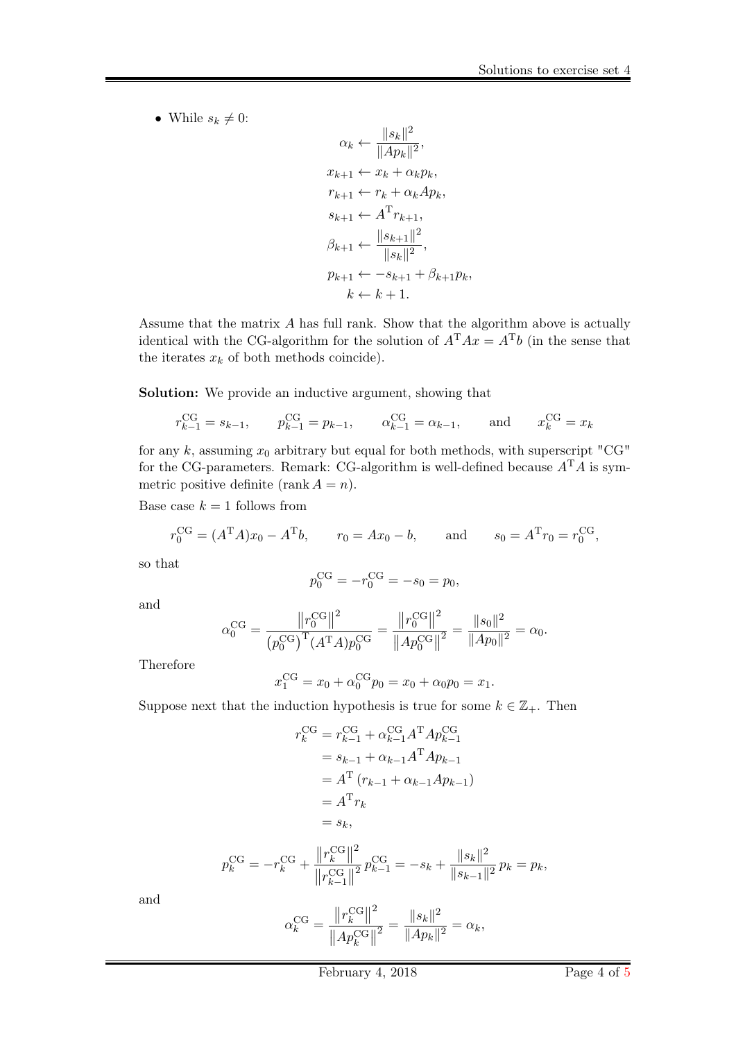- While $s_k \neq 0$:

$$
\begin{aligned}
\alpha_k &\leftarrow \frac{\|s_k\|^2}{\|Ap_k\|^2}, \\
x_{k+1} &\leftarrow x_k + \alpha_k p_k, \\
r_{k+1} &\leftarrow r_k + \alpha_k A p_k, \\
s_{k+1} &\leftarrow A^{\mathrm{T}} r_{k+1}, \\
\beta_{k+1} &\leftarrow \frac{\|s_{k+1}\|^2}{\|s_k\|^2}, \\
p_{k+1} &\leftarrow -s_{k+1} + \beta_{k+1} p_k, \\
k &\leftarrow k+1.
\end{aligned}
$$

Assume that the matrix $A$ has full rank. Show that the algorithm above is actually identical with the CG-algorithm for the solution of $A^{\mathrm{T}}Ax = A^{\mathrm{T}}b$ (in the sense that the iterates $x_k$ of both methods coincide).

**Solution:** We provide an inductive argument, showing that

$$
r_{k-1}^{\mathrm{CG}} = s_{k-1}, \qquad p_{k-1}^{\mathrm{CG}} = p_{k-1}, \qquad \alpha_{k-1}^{\mathrm{CG}} = \alpha_{k-1}, \qquad \text{and} \qquad x_k^{\mathrm{CG}} = x_k
$$

for any $k$, assuming $x_0$ arbitrary but equal for both methods, with superscript "CG" for the CG-parameters. Remark: CG-algorithm is well-defined because $A^{\mathrm{T}}A$ is symmetric positive definite ($\operatorname{rank} A = n$).

Base case $k=1$ follows from

$$
r_0^{\mathrm{CG}} = (A^{\mathrm{T}}A)x_0 - A^{\mathrm{T}}b, \qquad r_0 = Ax_0 - b, \qquad \text{and} \qquad s_0 = A^{\mathrm{T}} r_0 = r_0^{\mathrm{CG}},
$$

so that

$$
p_0^{\mathrm{CG}} = -r_0^{\mathrm{CG}} = -s_0 = p_0,
$$

and

$$
\alpha_0^{\mathrm{CG}} = \frac{\left\|r_0^{\mathrm{CG}}\right\|^2}{\left(p_0^{\mathrm{CG}}\right)^{\mathrm{T}}(A^{\mathrm{T}}A)p_0^{\mathrm{CG}}} = \frac{\left\|r_0^{\mathrm{CG}}\right\|^2}{\left\|Ap_0^{\mathrm{CG}}\right\|^2} = \frac{\|s_0\|^2}{\|Ap_0\|^2} = \alpha_0.
$$

Therefore

$$
x_1^{\mathrm{CG}} = x_0 + \alpha_0^{\mathrm{CG}} p_0 = x_0 + \alpha_0 p_0 = x_1.
$$

Suppose next that the induction hypothesis is true for some $k \in \mathbb{Z}_+$. Then

$$
\begin{aligned}
r_k^{\mathrm{CG}} &= r_{k-1}^{\mathrm{CG}} + \alpha_{k-1}^{\mathrm{CG}} A^{\mathrm{T}} A p_{k-1}^{\mathrm{CG}} \\
&= s_{k-1} + \alpha_{k-1} A^{\mathrm{T}} A p_{k-1} \\
&= A^{\mathrm{T}} \left(r_{k-1} + \alpha_{k-1} A p_{k-1}\right) \\
&= A^{\mathrm{T}} r_k \\
&= s_k,
\end{aligned}
$$

$$
p_k^{\mathrm{CG}} = -r_k^{\mathrm{CG}} + \frac{\left\|r_k^{\mathrm{CG}}\right\|^2}{\left\|r_{k-1}^{\mathrm{CG}}\right\|^2} p_{k-1}^{\mathrm{CG}} = -s_k + \frac{\|s_k\|^2}{\|s_{k-1}\|^2} p_k = p_k,
$$

and

$$
\alpha_k^{\mathrm{CG}} = \frac{\left\|r_k^{\mathrm{CG}}\right\|^2}{\left\|Ap_k^{\mathrm{CG}}\right\|^2} = \frac{\|s_k\|^2}{\|Ap_k\|^2} = \alpha_k,
$$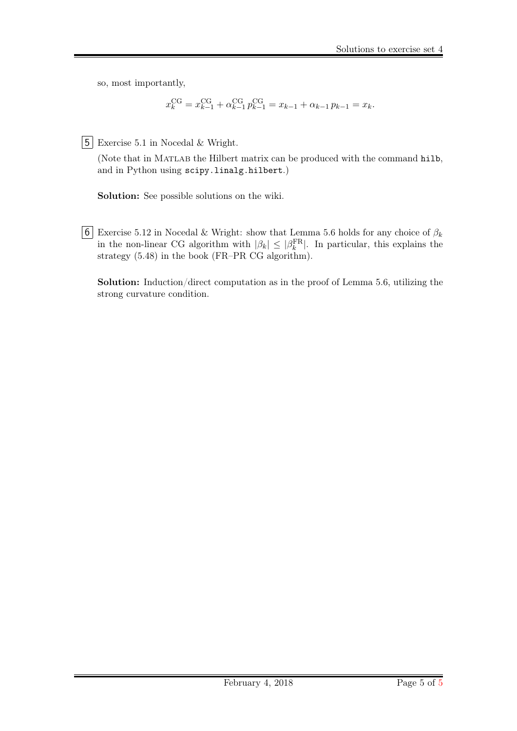so, most importantly,

$$x_k^{\text{CG}} = x_{k-1}^{\text{CG}} + \alpha_{k-1}^{\text{CG}} p_{k-1}^{\text{CG}} = x_{k-1} + \alpha_{k-1} p_{k-1} = x_k.$$

**5** Exercise 5.1 in Nocedal & Wright.

(Note that in Matlab the Hilbert matrix can be produced with the command `hilb`, and in Python using `scipy.linalg.hilbert`.)

**Solution:** See possible solutions on the wiki.

**6** Exercise 5.12 in Nocedal & Wright: show that Lemma 5.6 holds for any choice of $\beta_k$ in the non-linear CG algorithm with $|\beta_k| \leq |\beta_k^{\text{FR}}|$. In particular, this explains the strategy (5.48) in the book (FR–PR CG algorithm).

**Solution:** Induction/direct computation as in the proof of Lemma 5.6, utilizing the strong curvature condition.